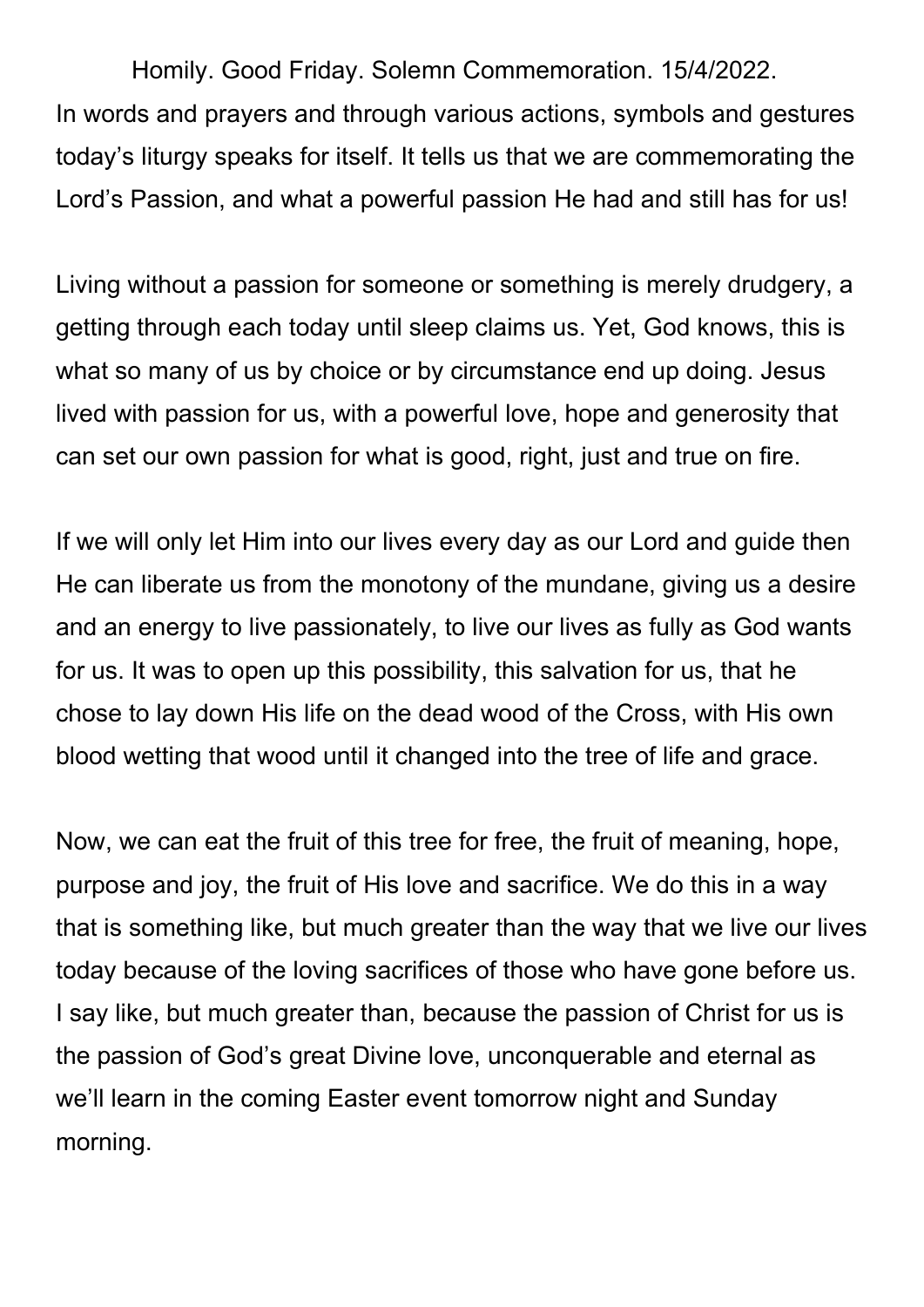Homily. Good Friday. Solemn Commemoration. 15/4/2022.

In words and prayers and through various actions, symbols and gestures today's liturgy speaks for itself. It tells us that we are commemorating the Lord's Passion, and what a powerful passion He had and still has for us!

Living without a passion for someone or something is merely drudgery, a getting through each today until sleep claims us. Yet, God knows, this is what so many of us by choice or by circumstance end up doing. Jesus lived with passion for us, with a powerful love, hope and generosity that can set our own passion for what is good, right, just and true on fire.

If we will only let Him into our lives every day as our Lord and guide then He can liberate us from the monotony of the mundane, giving us a desire and an energy to live passionately, to live our lives as fully as God wants for us. It was to open up this possibility, this salvation for us, that he chose to lay down His life on the dead wood of the Cross, with His own blood wetting that wood until it changed into the tree of life and grace.

Now, we can eat the fruit of this tree for free, the fruit of meaning, hope, purpose and joy, the fruit of His love and sacrifice. We do this in a way that is something like, but much greater than the way that we live our lives today because of the loving sacrifices of those who have gone before us. I say like, but much greater than, because the passion of Christ for us is the passion of God's great Divine love, unconquerable and eternal as we'll learn in the coming Easter event tomorrow night and Sunday morning.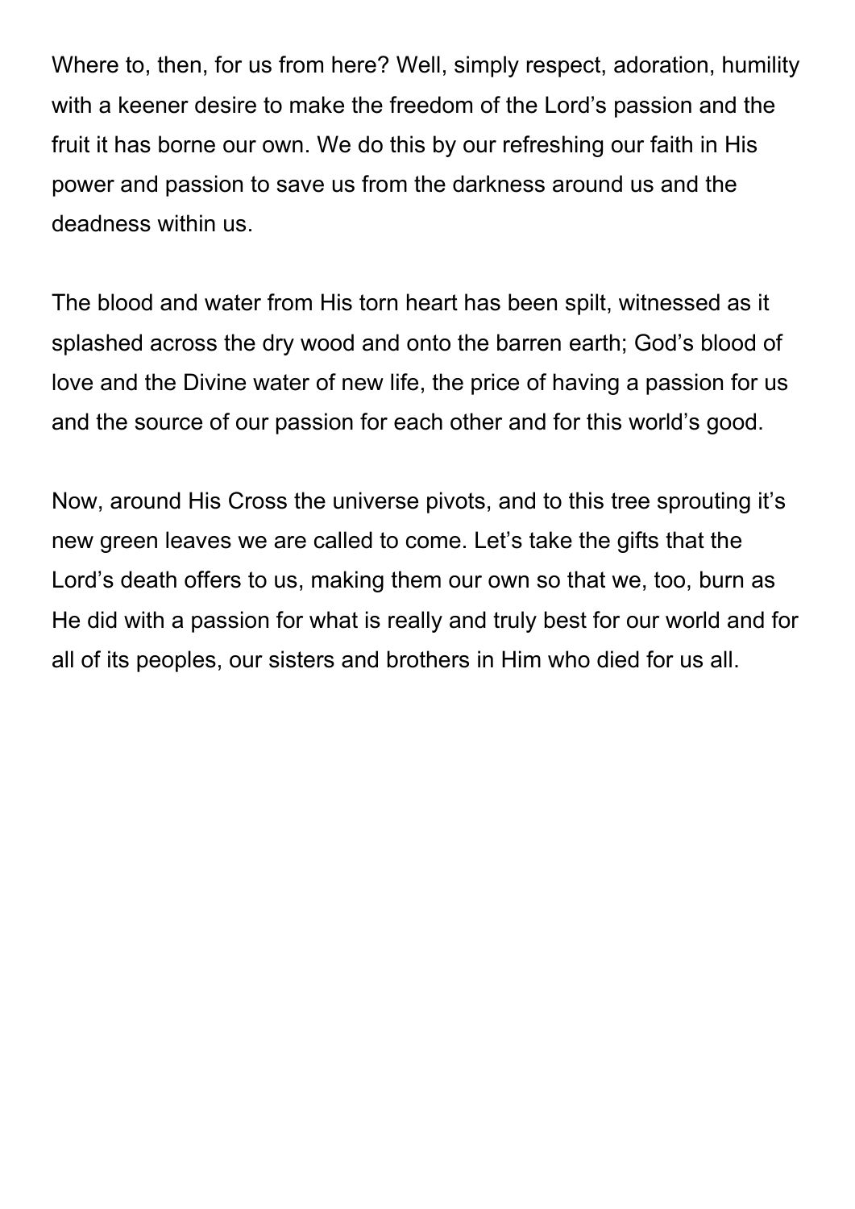Where to, then, for us from here? Well, simply respect, adoration, humility with a keener desire to make the freedom of the Lord's passion and the fruit it has borne our own. We do this by our refreshing our faith in His power and passion to save us from the darkness around us and the deadness within us.

The blood and water from His torn heart has been spilt, witnessed as it splashed across the dry wood and onto the barren earth; God's blood of love and the Divine water of new life, the price of having a passion for us and the source of our passion for each other and for this world's good.

Now, around His Cross the universe pivots, and to this tree sprouting it's new green leaves we are called to come. Let's take the gifts that the Lord's death offers to us, making them our own so that we, too, burn as He did with a passion for what is really and truly best for our world and for all of its peoples, our sisters and brothers in Him who died for us all.